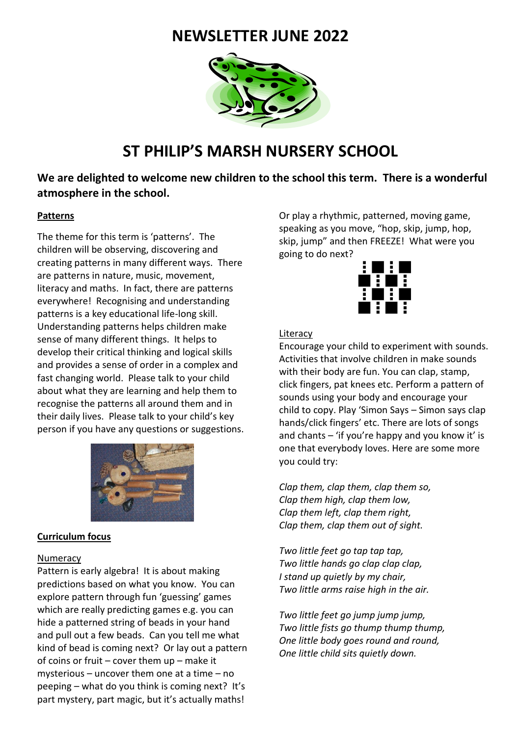# NEWSLETTER JUNE 2022

# ST PHILIP'S MARSH NURSERY SCHOOL

**We are delighted to welcome new children to the school this term. There is a wonderful atmosphere in the school.**

## Patterns

The theme for this term is 'patterns'. The children will be observing, discovering and creating patterns in many different ways. There are patterns in nature, music, movement, literacy and maths. In fact, there are patterns everywhere! Recognising and understanding patterns is a key educational life-long skill. Understanding patterns helps children make sense of many different things. It helps to develop their critical thinking and logical skills and provides a sense of order in a complex and fast changing world. Please talk to your child about what they are learning and help them to recognise the patterns all around them and in their daily lives. Please talk to your child's key person if you have any questions or suggestions.

## Curriculum focus

### Numeracy

Pattern is early algebra! It is about making predictions based on what you know. You can explore pattern through fun 'guessing' games which are really predicting games e.g. you can hide a patterned string of beads in your hand and pull out a few beads. Can you tell me what kind of bead is coming next? Or lay out a pattern of coins or fruit – cover them up – make it mysterious – uncover them one at a time – no peeping – what do you think is coming next? It's part mystery, part magic, but it's actually maths!

Or play a rhythmic, patterned, moving game, speaking as you move, "hop, skip, jump, hop, skip, jump" and then FREEZE! What were you going to do next?

### Literacy

Encourage your child to experiment with sounds. Activities that involve children in make sounds with their body are fun. You can clap, stamp, click fingers, pat knees etc. Perform a pattern of sounds using your body and encourage your child to copy. Play 'Simon Says – Simon says clap hands/click fingers' etc. There are lots of songs and chants – 'if you're happy and you know it' is one that everybody loves. Here are some more you could try:

*Clap them, clap them, clap them so,*
*Clap them high, clap them low,*
*Clap them left, clap them right,*
*Clap them, clap them out of sight.*

*Two little feet go tap tap tap,*
*Two little hands go clap clap clap,*
*I stand up quietly by my chair,*
*Two little arms raise high in the air.*

*Two little feet go jump jump jump,*
*Two little fists go thump thump thump,*
*One little body goes round and round,*
*One little child sits quietly down.*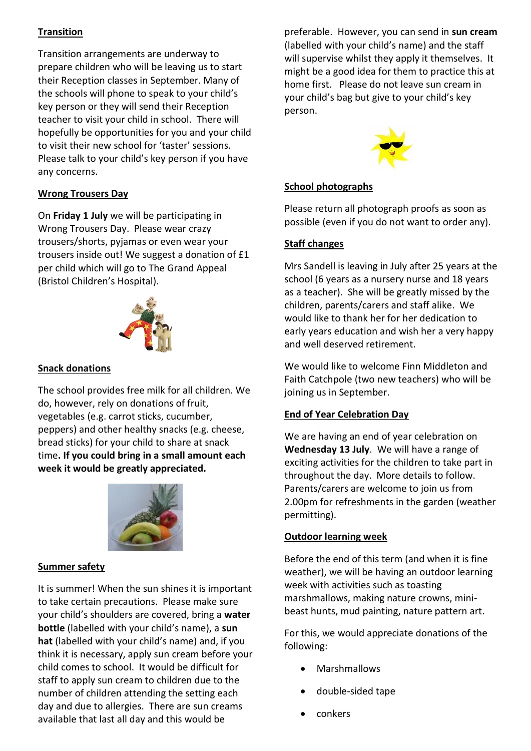## Transition

Transition arrangements are underway to prepare children who will be leaving us to start their Reception classes in September. Many of the schools will phone to speak to your child's key person or they will send their Reception teacher to visit your child in school. There will hopefully be opportunities for you and your child to visit their new school for 'taster' sessions. Please talk to your child's key person if you have any concerns.

## Wrong Trousers Day

On **Friday 1 July** we will be participating in Wrong Trousers Day. Please wear crazy trousers/shorts, pyjamas or even wear your trousers inside out! We suggest a donation of £1 per child which will go to The Grand Appeal (Bristol Children's Hospital).

## Snack donations

The school provides free milk for all children. We do, however, rely on donations of fruit, vegetables (e.g. carrot sticks, cucumber, peppers) and other healthy snacks (e.g. cheese, bread sticks) for your child to share at snack time**. If you could bring in a small amount each week it would be greatly appreciated.**

## Summer safety

It is summer! When the sun shines it is important to take certain precautions. Please make sure your child's shoulders are covered, bring a **water bottle** (labelled with your child's name), a **sun hat** (labelled with your child's name) and, if you think it is necessary, apply sun cream before your child comes to school. It would be difficult for staff to apply sun cream to children due to the number of children attending the setting each day and due to allergies. There are sun creams available that last all day and this would be preferable. However, you can send in **sun cream** (labelled with your child's name) and the staff will supervise whilst they apply it themselves. It might be a good idea for them to practice this at home first. Please do not leave sun cream in your child's bag but give to your child's key person.

## School photographs

Please return all photograph proofs as soon as possible (even if you do not want to order any).

## Staff changes

Mrs Sandell is leaving in July after 25 years at the school (6 years as a nursery nurse and 18 years as a teacher). She will be greatly missed by the children, parents/carers and staff alike. We would like to thank her for her dedication to early years education and wish her a very happy and well deserved retirement.

We would like to welcome Finn Middleton and Faith Catchpole (two new teachers) who will be joining us in September.

## End of Year Celebration Day

We are having an end of year celebration on **Wednesday 13 July**. We will have a range of exciting activities for the children to take part in throughout the day. More details to follow. Parents/carers are welcome to join us from 2.00pm for refreshments in the garden (weather permitting).

## Outdoor learning week

Before the end of this term (and when it is fine weather), we will be having an outdoor learning week with activities such as toasting marshmallows, making nature crowns, mini-beast hunts, mud painting, nature pattern art.

For this, we would appreciate donations of the following:

- Marshmallows
- double-sided tape
- conkers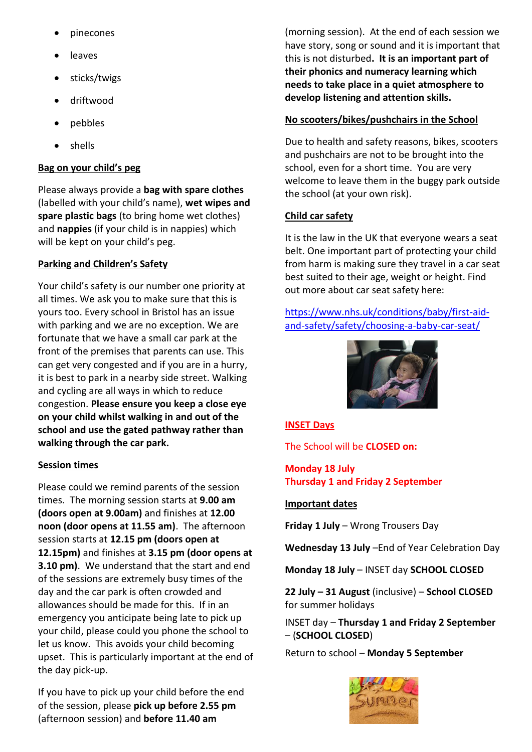- pinecones
- leaves
- sticks/twigs
- driftwood
- pebbles
- shells

## Bag on your child's peg

Please always provide a **bag with spare clothes** (labelled with your child's name), **wet wipes and spare plastic bags** (to bring home wet clothes) and **nappies** (if your child is in nappies) which will be kept on your child's peg.

## Parking and Children's Safety

Your child's safety is our number one priority at all times. We ask you to make sure that this is yours too. Every school in Bristol has an issue with parking and we are no exception. We are fortunate that we have a small car park at the front of the premises that parents can use. This can get very congested and if you are in a hurry, it is best to park in a nearby side street. Walking and cycling are all ways in which to reduce congestion. **Please ensure you keep a close eye on your child whilst walking in and out of the school and use the gated pathway rather than walking through the car park.**

## Session times

Please could we remind parents of the session times. The morning session starts at **9.00 am (doors open at 9.00am)** and finishes at **12.00 noon (door opens at 11.55 am)**. The afternoon session starts at **12.15 pm (doors open at 12.15pm)** and finishes at **3.15 pm (door opens at 3.10 pm)**. We understand that the start and end of the sessions are extremely busy times of the day and the car park is often crowded and allowances should be made for this. If in an emergency you anticipate being late to pick up your child, please could you phone the school to let us know. This avoids your child becoming upset. This is particularly important at the end of the day pick-up.

If you have to pick up your child before the end of the session, please **pick up before 2.55 pm** (afternoon session) and **before 11.40 am** (morning session). At the end of each session we have story, song or sound and it is important that this is not disturbed**. It is an important part of their phonics and numeracy learning which needs to take place in a quiet atmosphere to develop listening and attention skills.**

## No scooters/bikes/pushchairs in the School

Due to health and safety reasons, bikes, scooters and pushchairs are not to be brought into the school, even for a short time. You are very welcome to leave them in the buggy park outside the school (at your own risk).

## Child car safety

It is the law in the UK that everyone wears a seat belt. One important part of protecting your child from harm is making sure they travel in a car seat best suited to their age, weight or height. Find out more about car seat safety here:

https://www.nhs.uk/conditions/baby/first-aid-and-safety/safety/choosing-a-baby-car-seat/

## INSET Days

The School will be **CLOSED on:**

**Monday 18 July**
**Thursday 1 and Friday 2 September**

## Important dates

**Friday 1 July** – Wrong Trousers Day

**Wednesday 13 July** –End of Year Celebration Day

**Monday 18 July** – INSET day **SCHOOL CLOSED**

**22 July – 31 August** (inclusive) – **School CLOSED** for summer holidays

INSET day – **Thursday 1 and Friday 2 September** – (**SCHOOL CLOSED**)

Return to school – **Monday 5 September**